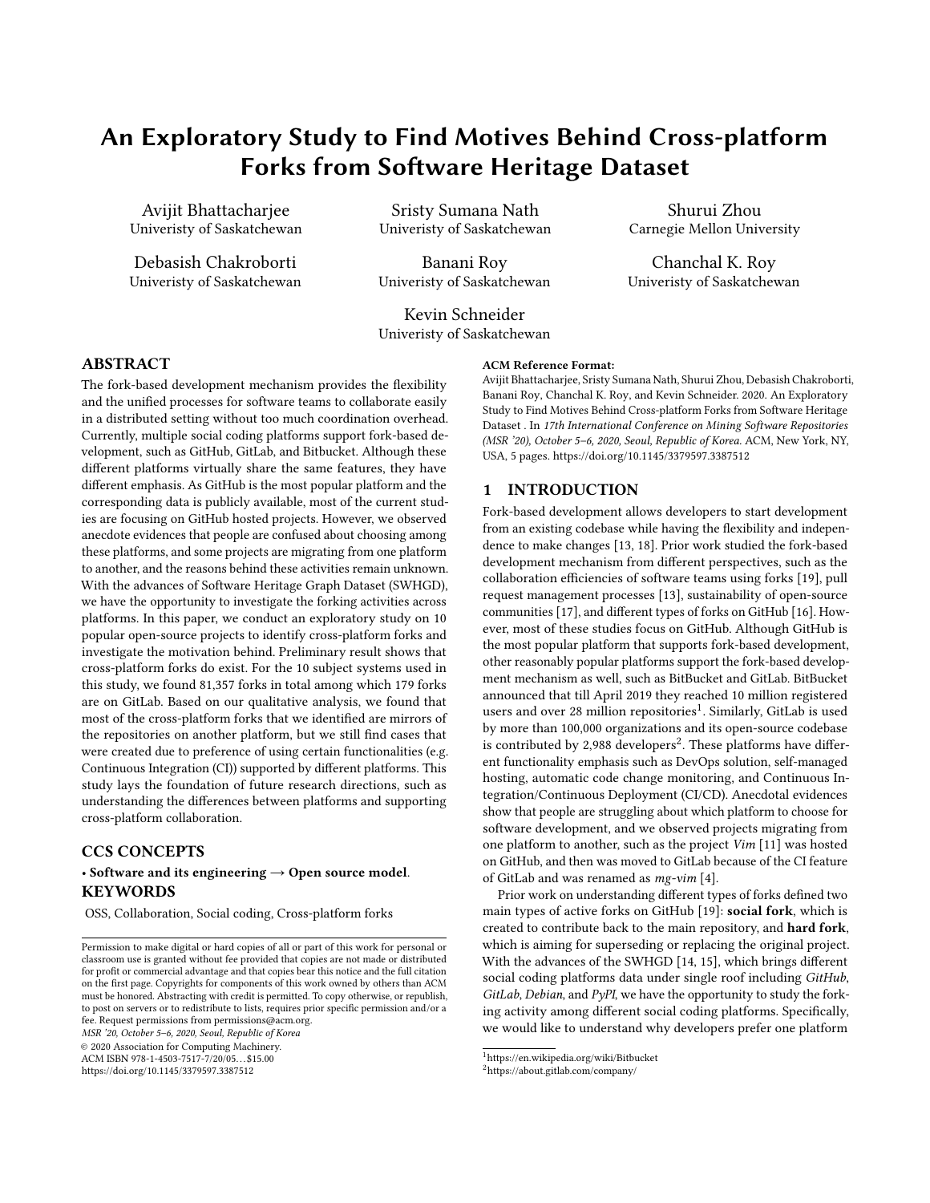# An Exploratory Study to Find Motives Behind Cross-platform Forks from Software Heritage Dataset

Avijit Bhattacharjee
Univeristy of Saskatchewan

Sristy Sumana Nath
Univeristy of Saskatchewan

Shurui Zhou
Carnegie Mellon University

Debasish Chakroborti
Univeristy of Saskatchewan

Banani Roy
Univeristy of Saskatchewan

Chanchal K. Roy
Univeristy of Saskatchewan

Kevin Schneider
Univeristy of Saskatchewan

## ABSTRACT

The fork-based development mechanism provides the flexibility and the unified processes for software teams to collaborate easily in a distributed setting without too much coordination overhead. Currently, multiple social coding platforms support fork-based development, such as GitHub, GitLab, and Bitbucket. Although these different platforms virtually share the same features, they have different emphasis. As GitHub is the most popular platform and the corresponding data is publicly available, most of the current studies are focusing on GitHub hosted projects. However, we observed anecdote evidences that people are confused about choosing among these platforms, and some projects are migrating from one platform to another, and the reasons behind these activities remain unknown. With the advances of Software Heritage Graph Dataset (SWHGD), we have the opportunity to investigate the forking activities across platforms. In this paper, we conduct an exploratory study on 10 popular open-source projects to identify cross-platform forks and investigate the motivation behind. Preliminary result shows that cross-platform forks do exist. For the 10 subject systems used in this study, we found 81,357 forks in total among which 179 forks are on GitLab. Based on our qualitative analysis, we found that most of the cross-platform forks that we identified are mirrors of the repositories on another platform, but we still find cases that were created due to preference of using certain functionalities (e.g. Continuous Integration (CI)) supported by different platforms. This study lays the foundation of future research directions, such as understanding the differences between platforms and supporting cross-platform collaboration.

## CCS CONCEPTS

• **Software and its engineering → Open source model**.

## KEYWORDS

OSS, Collaboration, Social coding, Cross-platform forks

Permission to make digital or hard copies of all or part of this work for personal or classroom use is granted without fee provided that copies are not made or distributed for profit or commercial advantage and that copies bear this notice and the full citation on the first page. Copyrights for components of this work owned by others than ACM must be honored. Abstracting with credit is permitted. To copy otherwise, or republish, to post on servers or to redistribute to lists, requires prior specific permission and/or a fee. Request permissions from permissions@acm.org.
*MSR '20, October 5–6, 2020, Seoul, Republic of Korea*
© 2020 Association for Computing Machinery.
ACM ISBN 978-1-4503-7517-7/20/05…$15.00
https://doi.org/10.1145/3379597.3387512

**ACM Reference Format:**
Avijit Bhattacharjee, Sristy Sumana Nath, Shurui Zhou, Debasish Chakroborti, Banani Roy, Chanchal K. Roy, and Kevin Schneider. 2020. An Exploratory Study to Find Motives Behind Cross-platform Forks from Software Heritage Dataset . In *17th International Conference on Mining Software Repositories (MSR '20), October 5–6, 2020, Seoul, Republic of Korea.* ACM, New York, NY, USA, 5 pages. https://doi.org/10.1145/3379597.3387512

## 1 INTRODUCTION

Fork-based development allows developers to start development from an existing codebase while having the flexibility and independence to make changes [13, 18]. Prior work studied the fork-based development mechanism from different perspectives, such as the collaboration efficiencies of software teams using forks [19], pull request management processes [13], sustainability of open-source communities [17], and different types of forks on GitHub [16]. However, most of these studies focus on GitHub. Although GitHub is the most popular platform that supports fork-based development, other reasonably popular platforms support the fork-based development mechanism as well, such as BitBucket and GitLab. BitBucket announced that till April 2019 they reached 10 million registered users and over 28 million repositories[1]. Similarly, GitLab is used by more than 100,000 organizations and its open-source codebase is contributed by 2,988 developers[2]. These platforms have different functionality emphasis such as DevOps solution, self-managed hosting, automatic code change monitoring, and Continuous Integration/Continuous Deployment (CI/CD). Anecdotal evidences show that people are struggling about which platform to choose for software development, and we observed projects migrating from one platform to another, such as the project *Vim* [11] was hosted on GitHub, and then was moved to GitLab because of the CI feature of GitLab and was renamed as *mg-vim* [4].

Prior work on understanding different types of forks defined two main types of active forks on GitHub [19]: **social fork**, which is created to contribute back to the main repository, and **hard fork**, which is aiming for superseding or replacing the original project. With the advances of the SWHGD [14, 15], which brings different social coding platforms data under single roof including *GitHub*, *GitLab*, *Debian*, and *PyPI*, we have the opportunity to study the forking activity among different social coding platforms. Specifically, we would like to understand why developers prefer one platform

[1] https://en.wikipedia.org/wiki/Bitbucket
[2] https://about.gitlab.com/company/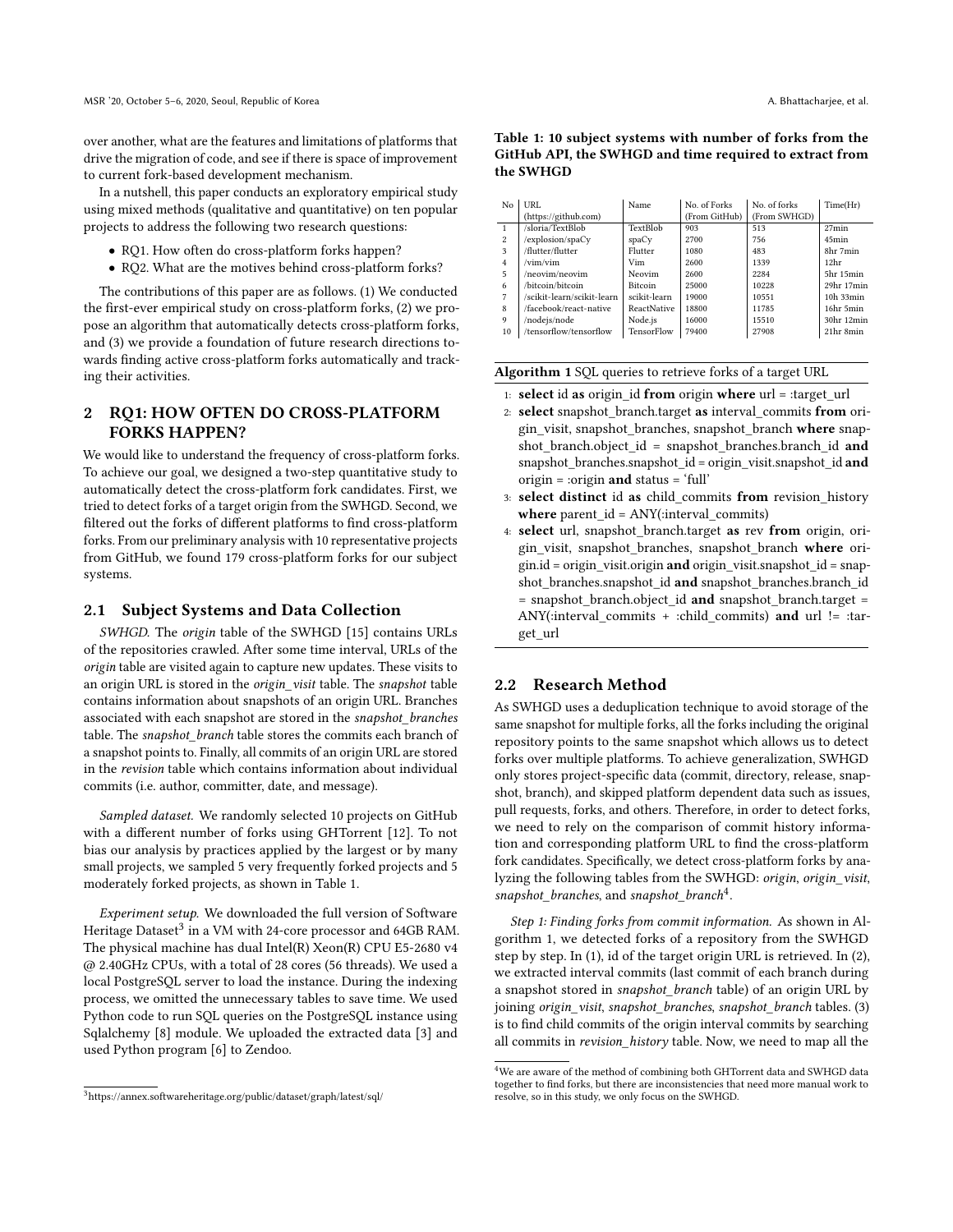over another, what are the features and limitations of platforms that drive the migration of code, and see if there is space of improvement to current fork-based development mechanism.

In a nutshell, this paper conducts an exploratory empirical study using mixed methods (qualitative and quantitative) on ten popular projects to address the following two research questions:

- RQ1. How often do cross-platform forks happen?
- RQ2. What are the motives behind cross-platform forks?

The contributions of this paper are as follows. (1) We conducted the first-ever empirical study on cross-platform forks, (2) we propose an algorithm that automatically detects cross-platform forks, and (3) we provide a foundation of future research directions towards finding active cross-platform forks automatically and tracking their activities.

## 2 RQ1: HOW OFTEN DO CROSS-PLATFORM FORKS HAPPEN?

We would like to understand the frequency of cross-platform forks. To achieve our goal, we designed a two-step quantitative study to automatically detect the cross-platform fork candidates. First, we tried to detect forks of a target origin from the SWHGD. Second, we filtered out the forks of different platforms to find cross-platform forks. From our preliminary analysis with 10 representative projects from GitHub, we found 179 cross-platform forks for our subject systems.

### 2.1 Subject Systems and Data Collection

*SWHGD.* The *origin* table of the SWHGD [15] contains URLs of the repositories crawled. After some time interval, URLs of the *origin* table are visited again to capture new updates. These visits to an origin URL is stored in the *origin_visit* table. The *snapshot* table contains information about snapshots of an origin URL. Branches associated with each snapshot are stored in the *snapshot_branches* table. The *snapshot_branch* table stores the commits each branch of a snapshot points to. Finally, all commits of an origin URL are stored in the *revision* table which contains information about individual commits (i.e. author, committer, date, and message).

*Sampled dataset.* We randomly selected 10 projects on GitHub with a different number of forks using GHTorrent [12]. To not bias our analysis by practices applied by the largest or by many small projects, we sampled 5 very frequently forked projects and 5 moderately forked projects, as shown in Table 1.

*Experiment setup.* We downloaded the full version of Software Heritage Dataset[3] in a VM with 24-core processor and 64GB RAM. The physical machine has dual Intel(R) Xeon(R) CPU E5-2680 v4 @ 2.40GHz CPUs, with a total of 28 cores (56 threads). We used a local PostgreSQL server to load the instance. During the indexing process, we omitted the unnecessary tables to save time. We used Python code to run SQL queries on the PostgreSQL instance using Sqlalchemy [8] module. We uploaded the extracted data [3] and used Python program [6] to Zendoo.

[3] https://annex.softwareheritage.org/public/dataset/graph/latest/sql/

**Table 1: 10 subject systems with number of forks from the GitHub API, the SWHGD and time required to extract from the SWHGD**

| No | URL (https://github.com) | Name | No. of Forks (From GitHub) | No. of forks (From SWHGD) | Time(Hr) |
|---|---|---|---|---|---|
| 1 | /sloria/TextBlob | TextBlob | 903 | 513 | 27min |
| 2 | /explosion/spaCy | spaCy | 2700 | 756 | 45min |
| 3 | /flutter/flutter | Flutter | 1080 | 483 | 8hr 7min |
| 4 | /vim/vim | Vim | 2600 | 1339 | 12hr |
| 5 | /neovim/neovim | Neovim | 2600 | 2284 | 5hr 15min |
| 6 | /bitcoin/bitcoin | Bitcoin | 25000 | 10228 | 29hr 17min |
| 7 | /scikit-learn/scikit-learn | scikit-learn | 19000 | 10551 | 10h 33min |
| 8 | /facebook/react-native | ReactNative | 18800 | 11785 | 16hr 5min |
| 9 | /nodejs/node | Node.js | 16000 | 15510 | 30hr 12min |
| 10 | /tensorflow/tensorflow | TensorFlow | 79400 | 27908 | 21hr 8min |

**Algorithm 1** SQL queries to retrieve forks of a target URL

1: **select** id **as** origin_id **from** origin **where** url = :target_url
2: **select** snapshot_branch.target **as** interval_commits **from** origin_visit, snapshot_branches, snapshot_branch **where** snapshot_branch.object_id = snapshot_branches.branch_id **and** snapshot_branches.snapshot_id = origin_visit.snapshot_id **and** origin = :origin **and** status = 'full'
3: **select distinct** id **as** child_commits **from** revision_history **where** parent_id = ANY(:interval_commits)
4: **select** url, snapshot_branch.target **as** rev **from** origin, origin_visit, snapshot_branches, snapshot_branch **where** origin.id = origin_visit.origin **and** origin_visit.snapshot_id = snapshot_branches.snapshot_id **and** snapshot_branches.branch_id = snapshot_branch.object_id **and** snapshot_branch.target = ANY(:interval_commits + :child_commits) **and** url != :target_url

### 2.2 Research Method

As SWHGD uses a deduplication technique to avoid storage of the same snapshot for multiple forks, all the forks including the original repository points to the same snapshot which allows us to detect forks over multiple platforms. To achieve generalization, SWHGD only stores project-specific data (commit, directory, release, snapshot, branch), and skipped platform dependent data such as issues, pull requests, forks, and others. Therefore, in order to detect forks, we need to rely on the comparison of commit history information and corresponding platform URL to find the cross-platform fork candidates. Specifically, we detect cross-platform forks by analyzing the following tables from the SWHGD: *origin*, *origin_visit*, *snapshot_branches*, and *snapshot_branch*[4].

*Step 1: Finding forks from commit information.* As shown in Algorithm 1, we detected forks of a repository from the SWHGD step by step. In (1), id of the target origin URL is retrieved. In (2), we extracted interval commits (last commit of each branch during a snapshot stored in *snapshot_branch* table) of an origin URL by joining *origin_visit*, *snapshot_branches*, *snapshot_branch* tables. (3) is to find child commits of the origin interval commits by searching all commits in *revision_history* table. Now, we need to map all the

[4] We are aware of the method of combining both GHTorrent data and SWHGD data together to find forks, but there are inconsistencies that need more manual work to resolve, so in this study, we only focus on the SWHGD.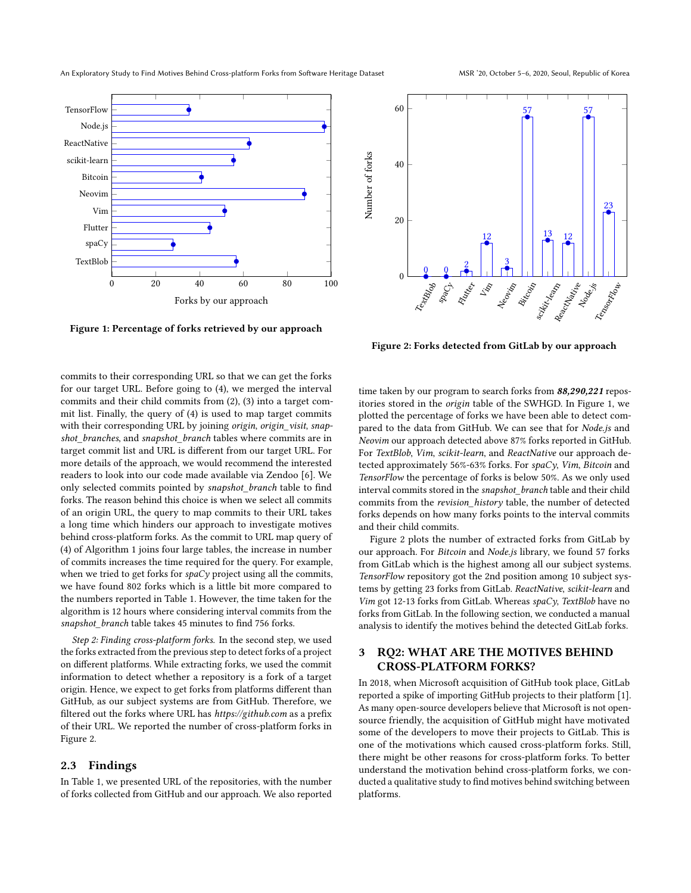Figure 1: Percentage of forks retrieved by our approach

Figure 2: Forks detected from GitLab by our approach

commits to their corresponding URL so that we can get the forks for our target URL. Before going to (4), we merged the interval commits and their child commits from (2), (3) into a target commit list. Finally, the query of (4) is used to map target commits with their corresponding URL by joining *origin*, *origin_visit*, *snapshot_branches*, and *snapshot_branch* tables where commits are in target commit list and URL is different from our target URL. For more details of the approach, we would recommend the interested readers to look into our code made available via Zendoo [6]. We only selected commits pointed by *snapshot_branch* table to find forks. The reason behind this choice is when we select all commits of an origin URL, the query to map commits to their URL takes a long time which hinders our approach to investigate motives behind cross-platform forks. As the commit to URL map query of (4) of Algorithm 1 joins four large tables, the increase in number of commits increases the time required for the query. For example, when we tried to get forks for *spaCy* project using all the commits, we have found 802 forks which is a little bit more compared to the numbers reported in Table 1. However, the time taken for the algorithm is 12 hours where considering interval commits from the *snapshot_branch* table takes 45 minutes to find 756 forks.

*Step 2: Finding cross-platform forks.* In the second step, we used the forks extracted from the previous step to detect forks of a project on different platforms. While extracting forks, we used the commit information to detect whether a repository is a fork of a target origin. Hence, we expect to get forks from platforms different than GitHub, as our subject systems are from GitHub. Therefore, we filtered out the forks where URL has *https://github.com* as a prefix of their URL. We reported the number of cross-platform forks in Figure 2.

### 2.3 Findings

In Table 1, we presented URL of the repositories, with the number of forks collected from GitHub and our approach. We also reported time taken by our program to search forks from ***88,290,221*** repositories stored in the *origin* table of the SWHGD. In Figure 1, we plotted the percentage of forks we have been able to detect compared to the data from GitHub. We can see that for *Node.js* and *Neovim* our approach detected above 87% forks reported in GitHub. For *TextBlob*, *Vim*, *scikit-learn*, and *ReactNative* our approach detected approximately 56%-63% forks. For *spaCy*, *Vim*, *Bitcoin* and *TensorFlow* the percentage of forks is below 50%. As we only used interval commits stored in the *snapshot_branch* table and their child commits from the *revision_history* table, the number of detected forks depends on how many forks points to the interval commits and their child commits.

Figure 2 plots the number of extracted forks from GitLab by our approach. For *Bitcoin* and *Node.js* library, we found 57 forks from GitLab which is the highest among all our subject systems. *TensorFlow* repository got the 2nd position among 10 subject systems by getting 23 forks from GitLab. *ReactNative*, *scikit-learn* and *Vim* got 12-13 forks from GitLab. Whereas *spaCy*, *TextBlob* have no forks from GitLab. In the following section, we conducted a manual analysis to identify the motives behind the detected GitLab forks.

## 3 RQ2: WHAT ARE THE MOTIVES BEHIND CROSS-PLATFORM FORKS?

In 2018, when Microsoft acquisition of GitHub took place, GitLab reported a spike of importing GitHub projects to their platform [1]. As many open-source developers believe that Microsoft is not open-source friendly, the acquisition of GitHub might have motivated some of the developers to move their projects to GitLab. This is one of the motivations which caused cross-platform forks. Still, there might be other reasons for cross-platform forks. To better understand the motivation behind cross-platform forks, we conducted a qualitative study to find motives behind switching between platforms.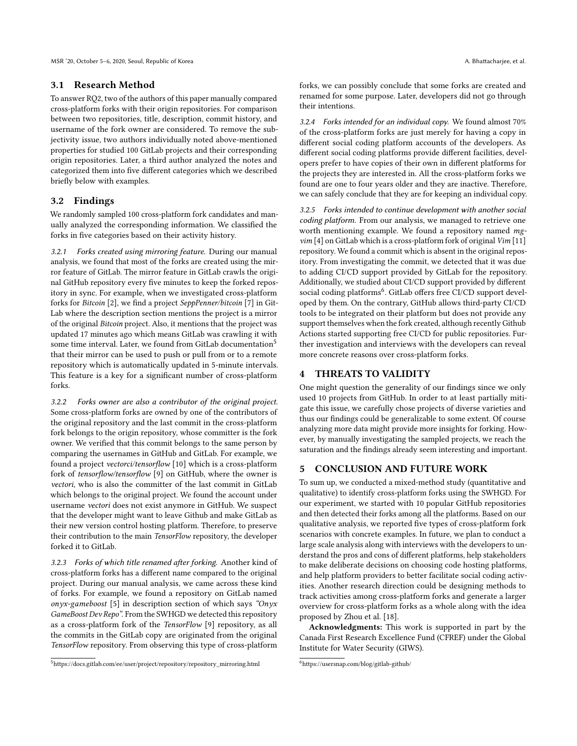### 3.1 Research Method

To answer RQ2, two of the authors of this paper manually compared cross-platform forks with their origin repositories. For comparison between two repositories, title, description, commit history, and username of the fork owner are considered. To remove the subjectivity issue, two authors individually noted above-mentioned properties for studied 100 GitLab projects and their corresponding origin repositories. Later, a third author analyzed the notes and categorized them into five different categories which we described briefly below with examples.

### 3.2 Findings

We randomly sampled 100 cross-platform fork candidates and manually analyzed the corresponding information. We classified the forks in five categories based on their activity history.

*3.2.1 Forks created using mirroring feature.* During our manual analysis, we found that most of the forks are created using the mirror feature of GitLab. The mirror feature in GitLab crawls the original GitHub repository every five minutes to keep the forked repository in sync. For example, when we investigated cross-platform forks for *Bitcoin* [2], we find a project *SeppPenner/bitcoin* [7] in GitLab where the description section mentions the project is a mirror of the original *Bitcoin* project. Also, it mentions that the project was updated 17 minutes ago which means GitLab was crawling it with some time interval. Later, we found from GitLab documentation[5] that their mirror can be used to push or pull from or to a remote repository which is automatically updated in 5-minute intervals. This feature is a key for a significant number of cross-platform forks.

*3.2.2 Forks owner are also a contributor of the original project.* Some cross-platform forks are owned by one of the contributors of the original repository and the last commit in the cross-platform fork belongs to the origin repository, whose committer is the fork owner. We verified that this commit belongs to the same person by comparing the usernames in GitHub and GitLab. For example, we found a project *vectorci/tensorflow* [10] which is a cross-platform fork of *tensorflow/tensorflow* [9] on GitHub, where the owner is *vectori*, who is also the committer of the last commit in GitLab which belongs to the original project. We found the account under username *vectori* does not exist anymore in GitHub. We suspect that the developer might want to leave Github and make GitLab as their new version control hosting platform. Therefore, to preserve their contribution to the main *TensorFlow* repository, the developer forked it to GitLab.

*3.2.3 Forks of which title renamed after forking.* Another kind of cross-platform forks has a different name compared to the original project. During our manual analysis, we came across these kind of forks. For example, we found a repository on GitLab named *onyx-gameboost* [5] in description section of which says *"Onyx GameBoost Dev Repo"*. From the SWHGD we detected this repository as a cross-platform fork of the *TensorFlow* [9] repository, as all the commits in the GitLab copy are originated from the original *TensorFlow* repository. From observing this type of cross-platform forks, we can possibly conclude that some forks are created and renamed for some purpose. Later, developers did not go through their intentions.

*3.2.4 Forks intended for an individual copy.* We found almost 70% of the cross-platform forks are just merely for having a copy in different social coding platform accounts of the developers. As different social coding platforms provide different facilities, developers prefer to have copies of their own in different platforms for the projects they are interested in. All the cross-platform forks we found are one to four years older and they are inactive. Therefore, we can safely conclude that they are for keeping an individual copy.

*3.2.5 Forks intended to continue development with another social coding platform.* From our analysis, we managed to retrieve one worth mentioning example. We found a repository named *mg-vim* [4] on GitLab which is a cross-platform fork of original *Vim* [11] repository. We found a commit which is absent in the original repository. From investigating the commit, we detected that it was due to adding CI/CD support provided by GitLab for the repository. Additionally, we studied about CI/CD support provided by different social coding platforms[6]. GitLab offers free CI/CD support developed by them. On the contrary, GitHub allows third-party CI/CD tools to be integrated on their platform but does not provide any support themselves when the fork created, although recently Github Actions started supporting free CI/CD for public repositories. Further investigation and interviews with the developers can reveal more concrete reasons over cross-platform forks.

## 4 THREATS TO VALIDITY

One might question the generality of our findings since we only used 10 projects from GitHub. In order to at least partially mitigate this issue, we carefully chose projects of diverse varieties and thus our findings could be generalizable to some extent. Of course analyzing more data might provide more insights for forking. However, by manually investigating the sampled projects, we reach the saturation and the findings already seem interesting and important.

## 5 CONCLUSION AND FUTURE WORK

To sum up, we conducted a mixed-method study (quantitative and qualitative) to identify cross-platform forks using the SWHGD. For our experiment, we started with 10 popular GitHub repositories and then detected their forks among all the platforms. Based on our qualitative analysis, we reported five types of cross-platform fork scenarios with concrete examples. In future, we plan to conduct a large scale analysis along with interviews with the developers to understand the pros and cons of different platforms, help stakeholders to make deliberate decisions on choosing code hosting platforms, and help platform providers to better facilitate social coding activities. Another research direction could be designing methods to track activities among cross-platform forks and generate a larger overview for cross-platform forks as a whole along with the idea proposed by Zhou et al. [18].

**Acknowledgments:** This work is supported in part by the Canada First Research Excellence Fund (CFREF) under the Global Institute for Water Security (GIWS).

---

[5] https://docs.gitlab.com/ee/user/project/repository/repository_mirroring.html

[6] https://usersnap.com/blog/gitlab-github/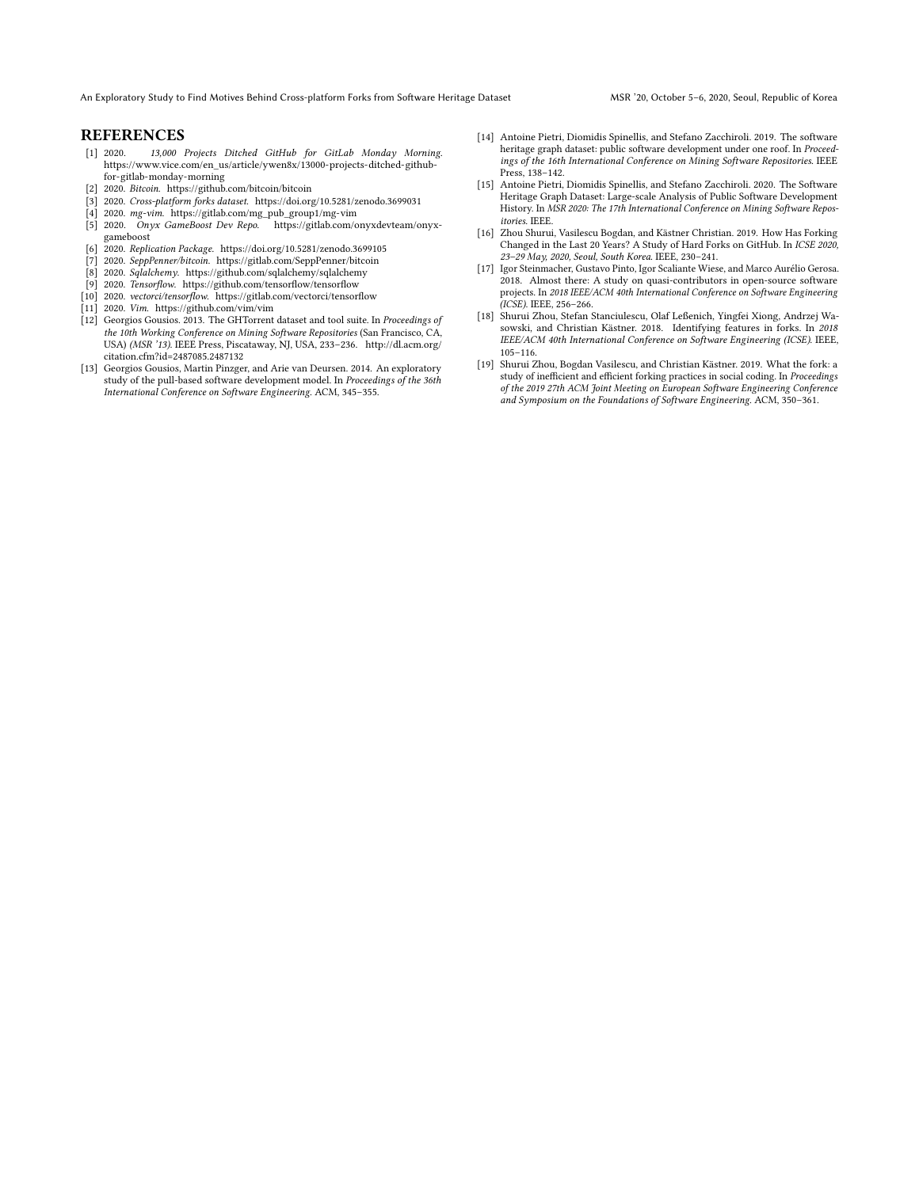## REFERENCES

- [1] 2020. *13,000 Projects Ditched GitHub for GitLab Monday Morning.* https://www.vice.com/en_us/article/ywen8x/13000-projects-ditched-github-for-gitlab-monday-morning
- [2] 2020. *Bitcoin.* https://github.com/bitcoin/bitcoin
- [3] 2020. *Cross-platform forks dataset.* https://doi.org/10.5281/zenodo.3699031
- [4] 2020. *mg-vim.* https://gitlab.com/mg_pub_group1/mg-vim
- [5] 2020. *Onyx GameBoost Dev Repo.* https://gitlab.com/onyxdevteam/onyx-gameboost
- [6] 2020. *Replication Package.* https://doi.org/10.5281/zenodo.3699105
- [7] 2020. *SeppPenner/bitcoin.* https://gitlab.com/SeppPenner/bitcoin
- [8] 2020. *Sqlalchemy.* https://github.com/sqlalchemy/sqlalchemy
- [9] 2020. *Tensorflow.* https://github.com/tensorflow/tensorflow
- [10] 2020. *vectorci/tensorflow.* https://gitlab.com/vectorci/tensorflow
- [11] 2020. *Vim.* https://github.com/vim/vim
- [12] Georgios Gousios. 2013. The GHTorrent dataset and tool suite. In *Proceedings of the 10th Working Conference on Mining Software Repositories* (San Francisco, CA, USA) *(MSR '13)*. IEEE Press, Piscataway, NJ, USA, 233–236. http://dl.acm.org/citation.cfm?id=2487085.2487132
- [13] Georgios Gousios, Martin Pinzger, and Arie van Deursen. 2014. An exploratory study of the pull-based software development model. In *Proceedings of the 36th International Conference on Software Engineering*. ACM, 345–355.
- [14] Antoine Pietri, Diomidis Spinellis, and Stefano Zacchiroli. 2019. The software heritage graph dataset: public software development under one roof. In *Proceedings of the 16th International Conference on Mining Software Repositories*. IEEE Press, 138–142.
- [15] Antoine Pietri, Diomidis Spinellis, and Stefano Zacchiroli. 2020. The Software Heritage Graph Dataset: Large-scale Analysis of Public Software Development History. In *MSR 2020: The 17th International Conference on Mining Software Repositories*. IEEE.
- [16] Zhou Shurui, Vasilescu Bogdan, and Kästner Christian. 2019. How Has Forking Changed in the Last 20 Years? A Study of Hard Forks on GitHub. In *ICSE 2020, 23–29 May, 2020, Seoul, South Korea*. IEEE, 230–241.
- [17] Igor Steinmacher, Gustavo Pinto, Igor Scaliante Wiese, and Marco Aurélio Gerosa. 2018. Almost there: A study on quasi-contributors in open-source software projects. In *2018 IEEE/ACM 40th International Conference on Software Engineering (ICSE)*. IEEE, 256–266.
- [18] Shurui Zhou, Stefan Stanciulescu, Olaf Leßenich, Yingfei Xiong, Andrzej Wasowski, and Christian Kästner. 2018. Identifying features in forks. In *2018 IEEE/ACM 40th International Conference on Software Engineering (ICSE)*. IEEE, 105–116.
- [19] Shurui Zhou, Bogdan Vasilescu, and Christian Kästner. 2019. What the fork: a study of inefficient and efficient forking practices in social coding. In *Proceedings of the 2019 27th ACM Joint Meeting on European Software Engineering Conference and Symposium on the Foundations of Software Engineering*. ACM, 350–361.